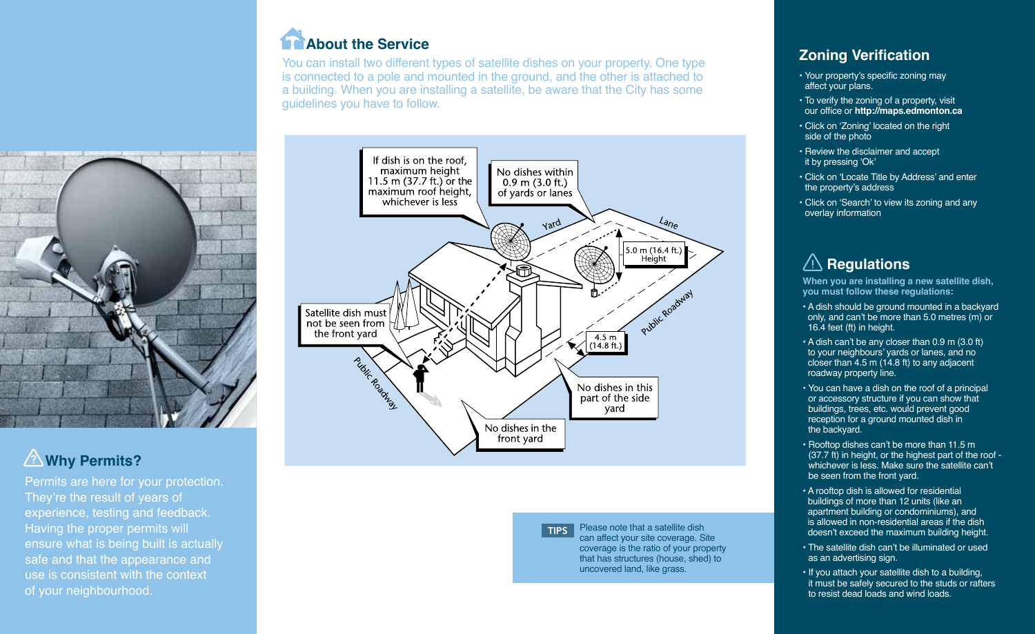## Why Permits?

Permits are here for your protection. They're the result of years of experience, testing and feedback. Having the proper permits will ensure what is being built is actually safe and that the appearance and use is consistent with the context of your neighbourhood.

## About the Service

You can install two different types of satellite dishes on your property. One type is connected to a pole and mounted in the ground, and the other is attached to a building. When you are installing a satellite, be aware that the City has some guidelines you have to follow.

If dish is on the roof, maximum height 11.5 m (37.7 ft.) or the maximum roof height, whichever is less

No dishes within 0.9 m (3.0 ft.) of yards or lanes

Yard

Lane

5.0 m (16.4 ft.) Height

Satellite dish must not be seen from the front yard

Public Roadway

4.5 m (14.8 ft.)

No dishes in this part of the side yard

No dishes in the front yard

Public Roadway

**TIPS** Please note that a satellite dish can affect your site coverage. Site coverage is the ratio of your property that has structures (house, shed) to uncovered land, like grass.

## Zoning Verification

- Your property's specific zoning may affect your plans.
- To verify the zoning of a property, visit our office or **http://maps.edmonton.ca**
- Click on 'Zoning' located on the right side of the photo
- Review the disclaimer and accept it by pressing 'Ok'
- Click on 'Locate Title by Address' and enter the property's address
- Click on 'Search' to view its zoning and any overlay information

## Regulations

**When you are installing a new satellite dish, you must follow these regulations:**

- A dish should be ground mounted in a backyard only, and can't be more than 5.0 metres (m) or 16.4 feet (ft) in height.
- A dish can't be any closer than 0.9 m (3.0 ft) to your neighbours' yards or lanes, and no closer than 4.5 m (14.8 ft) to any adjacent roadway property line.
- You can have a dish on the roof of a principal or accessory structure if you can show that buildings, trees, etc. would prevent good reception for a ground mounted dish in the backyard.
- Rooftop dishes can't be more than 11.5 m (37.7 ft) in height, or the highest part of the roof - whichever is less. Make sure the satellite can't be seen from the front yard.
- A rooftop dish is allowed for residential buildings of more than 12 units (like an apartment building or condominiums), and is allowed in non-residential areas if the dish doesn't exceed the maximum building height.
- The satellite dish can't be illuminated or used as an advertising sign.
- If you attach your satellite dish to a building, it must be safely secured to the studs or rafters to resist dead loads and wind loads.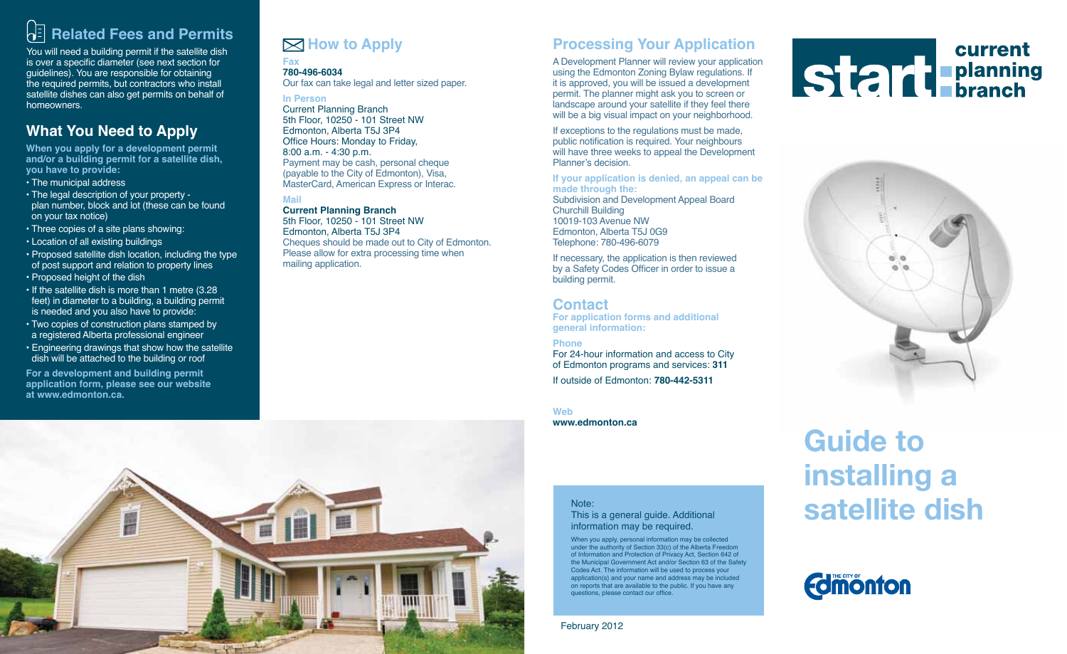## Related Fees and Permits

You will need a building permit if the satellite dish is over a specific diameter (see next section for guidelines). You are responsible for obtaining the required permits, but contractors who install satellite dishes can also get permits on behalf of homeowners.

## What You Need to Apply

**When you apply for a development permit and/or a building permit for a satellite dish, you have to provide:**

- The municipal address
- The legal description of your property - plan number, block and lot (these can be found on your tax notice)
- Three copies of a site plans showing:
- Location of all existing buildings
- Proposed satellite dish location, including the type of post support and relation to property lines
- Proposed height of the dish
- If the satellite dish is more than 1 metre (3.28 feet) in diameter to a building, a building permit is needed and you also have to provide:
- Two copies of construction plans stamped by a registered Alberta professional engineer
- Engineering drawings that show how the satellite dish will be attached to the building or roof

**For a development and building permit application form, please see our website at www.edmonton.ca.**

## How to Apply

**Fax**

**780-496-6034**

Our fax can take legal and letter sized paper.

**In Person**

Current Planning Branch
5th Floor, 10250 - 101 Street NW
Edmonton, Alberta T5J 3P4
Office Hours: Monday to Friday,
8:00 a.m. - 4:30 p.m.
Payment may be cash, personal cheque (payable to the City of Edmonton), Visa, MasterCard, American Express or Interac.

**Mail**

**Current Planning Branch**
5th Floor, 10250 - 101 Street NW
Edmonton, Alberta T5J 3P4
Cheques should be made out to City of Edmonton. Please allow for extra processing time when mailing application.

## Processing Your Application

A Development Planner will review your application using the Edmonton Zoning Bylaw regulations. If it is approved, you will be issued a development permit. The planner might ask you to screen or landscape around your satellite if they feel there will be a big visual impact on your neighborhood.

If exceptions to the regulations must be made, public notification is required. Your neighbours will have three weeks to appeal the Development Planner's decision.

**If your application is denied, an appeal can be made through the:**

Subdivision and Development Appeal Board
Churchill Building
10019-103 Avenue NW
Edmonton, Alberta T5J 0G9
Telephone: 780-496-6079

If necessary, the application is then reviewed by a Safety Codes Officer in order to issue a building permit.

## Contact

**For application forms and additional general information:**

**Phone**

For 24-hour information and access to City of Edmonton programs and services: **311**

If outside of Edmonton: **780-442-5311**

**Web**

**www.edmonton.ca**

Note:
This is a general guide. Additional information may be required.

When you apply, personal information may be collected under the authority of Section 33(c) of the Alberta Freedom of Information and Protection of Privacy Act, Section 642 of the Municipal Government Act and/or Section 63 of the Safety Codes Act. The information will be used to process your application(s) and your name and address may be included on reports that are available to the public. If you have any questions, please contact our office.

February 2012

start current planning branch

# Guide to installing a satellite dish

Edmonton